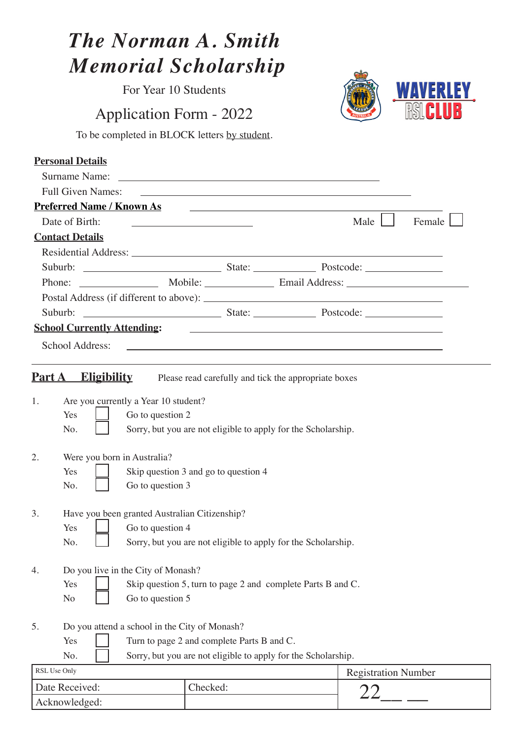# *The Norman A. Smith Memorial Scholarship*

For Year 10 Students

Application Form - 2022

To be completed in BLOCK letters by student.

**Personal Details**

Surname Name: ______________________________

Full Given Names: ______________________________

**Preferred Name / Known As** ______________________________

Date of Birth: ______________ Male ☐ Female ☐

**Contact Details**

Residential Address: ______________________________

Suburb: ______________ State: ________ Postcode: ________

Phone: ________ Mobile: ________ Email Address: ______________

Postal Address (if different to above): ______________________________

Suburb: ______________ State: ________ Postcode: ________

**School Currently Attending:** ______________________________

School Address: ______________________________

---

## Part A Eligibility

Please read carefully and tick the appropriate boxes

1. Are you currently a Year 10 student?
   - Yes ☐ Go to question 2
   - No. ☐ Sorry, but you are not eligible to apply for the Scholarship.

2. Were you born in Australia?
   - Yes ☐ Skip question 3 and go to question 4
   - No. ☐ Go to question 3

3. Have you been granted Australian Citizenship?
   - Yes ☐ Go to question 4
   - No. ☐ Sorry, but you are not eligible to apply for the Scholarship.

4. Do you live in the City of Monash?
   - Yes ☐ Skip question 5, turn to page 2 and complete Parts B and C.
   - No ☐ Go to question 5

5. Do you attend a school in the City of Monash?
   - Yes ☐ Turn to page 2 and complete Parts B and C.
   - No. ☐ Sorry, but you are not eligible to apply for the Scholarship.

| RSL Use Only | | Registration Number |
|---|---|---|
| Date Received: | Checked: | 22__ __ |
| Acknowledged: | | |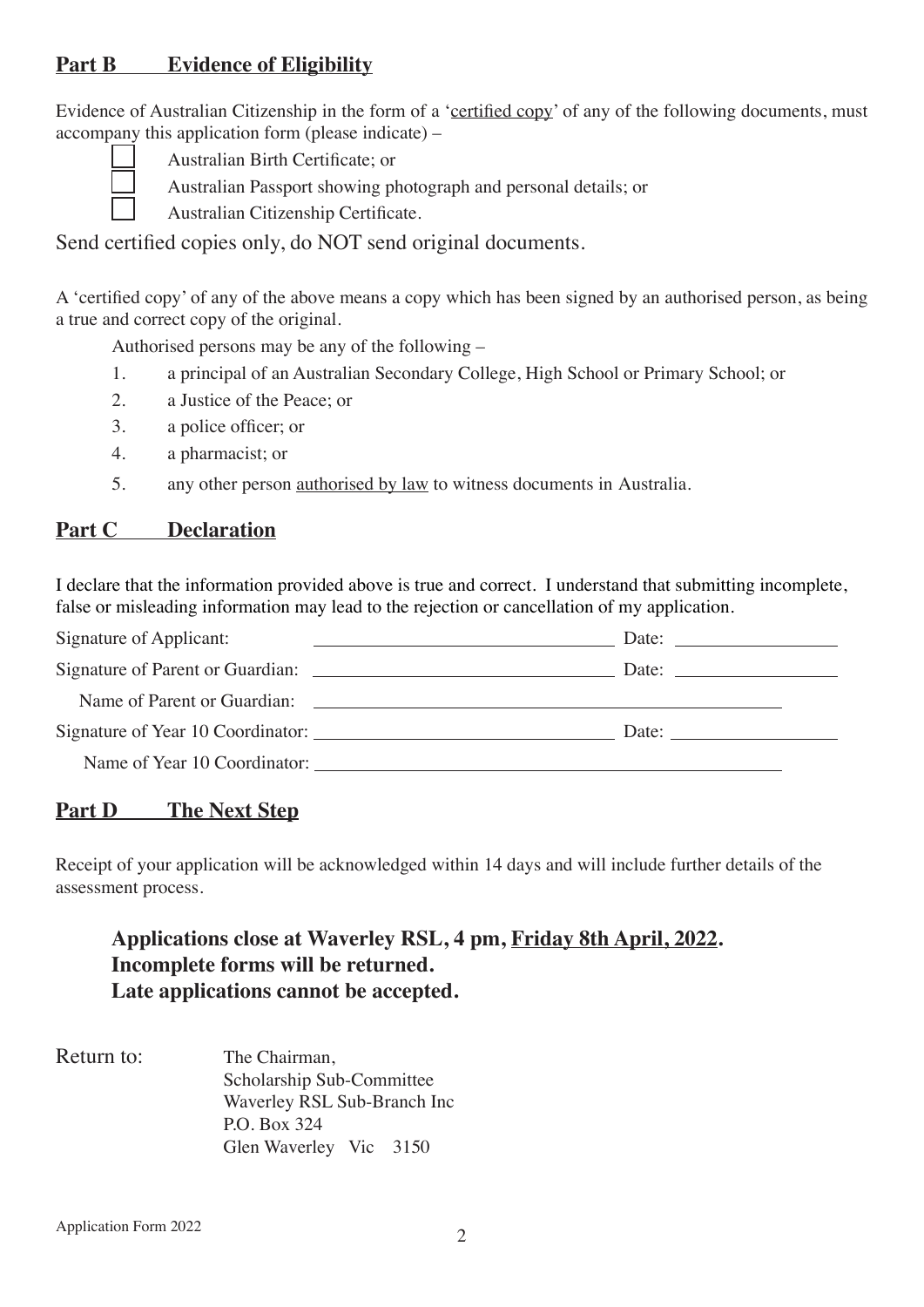## Part B Evidence of Eligibility

Evidence of Australian Citizenship in the form of a 'certified copy' of any of the following documents, must accompany this application form (please indicate) –

- ☐ Australian Birth Certificate; or
- ☐ Australian Passport showing photograph and personal details; or
- ☐ Australian Citizenship Certificate.

Send certified copies only, do NOT send original documents.

A 'certified copy' of any of the above means a copy which has been signed by an authorised person, as being a true and correct copy of the original.

Authorised persons may be any of the following –

1. a principal of an Australian Secondary College, High School or Primary School; or
2. a Justice of the Peace; or
3. a police officer; or
4. a pharmacist; or
5. any other person authorised by law to witness documents in Australia.

## Part C Declaration

I declare that the information provided above is true and correct. I understand that submitting incomplete, false or misleading information may lead to the rejection or cancellation of my application.

Signature of Applicant: ______________________________ Date: ________________

Signature of Parent or Guardian: ______________________________ Date: ________________

Name of Parent or Guardian: ______________________________________________

Signature of Year 10 Coordinator: ______________________________ Date: ________________

Name of Year 10 Coordinator: ______________________________________________

## Part D The Next Step

Receipt of your application will be acknowledged within 14 days and will include further details of the assessment process.

**Applications close at Waverley RSL, 4 pm, Friday 8th April, 2022.**
**Incomplete forms will be returned.**
**Late applications cannot be accepted.**

Return to: The Chairman,
Scholarship Sub-Committee
Waverley RSL Sub-Branch Inc
P.O. Box 324
Glen Waverley Vic 3150

Application Form 2022